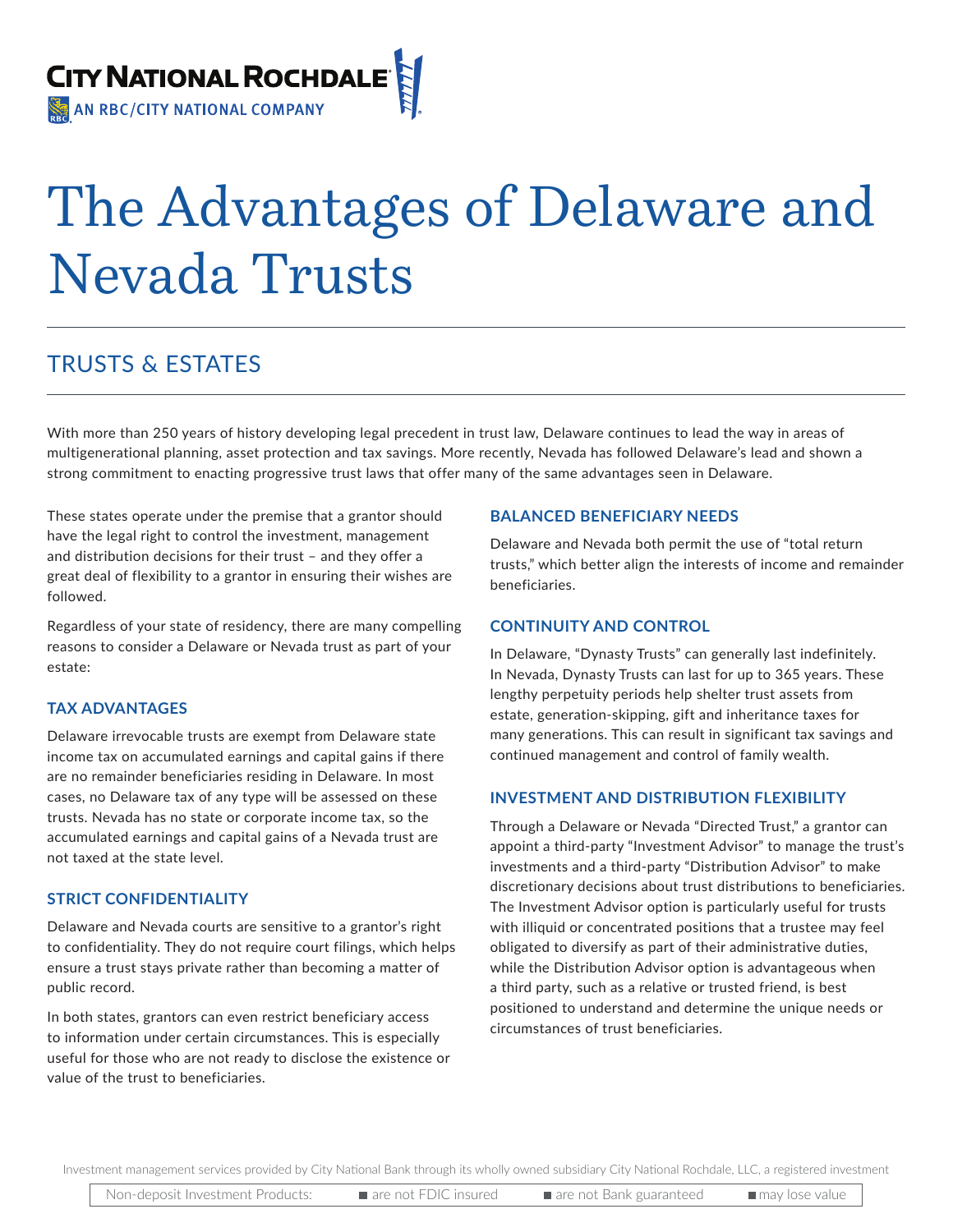CITY NATIONAL ROCHDALE
AN RBC/CITY NATIONAL COMPANY

# The Advantages of Delaware and Nevada Trusts

## TRUSTS & ESTATES

With more than 250 years of history developing legal precedent in trust law, Delaware continues to lead the way in areas of multigenerational planning, asset protection and tax savings. More recently, Nevada has followed Delaware's lead and shown a strong commitment to enacting progressive trust laws that offer many of the same advantages seen in Delaware.

These states operate under the premise that a grantor should have the legal right to control the investment, management and distribution decisions for their trust – and they offer a great deal of flexibility to a grantor in ensuring their wishes are followed.

Regardless of your state of residency, there are many compelling reasons to consider a Delaware or Nevada trust as part of your estate:

### TAX ADVANTAGES

Delaware irrevocable trusts are exempt from Delaware state income tax on accumulated earnings and capital gains if there are no remainder beneficiaries residing in Delaware. In most cases, no Delaware tax of any type will be assessed on these trusts. Nevada has no state or corporate income tax, so the accumulated earnings and capital gains of a Nevada trust are not taxed at the state level.

### STRICT CONFIDENTIALITY

Delaware and Nevada courts are sensitive to a grantor's right to confidentiality. They do not require court filings, which helps ensure a trust stays private rather than becoming a matter of public record.

In both states, grantors can even restrict beneficiary access to information under certain circumstances. This is especially useful for those who are not ready to disclose the existence or value of the trust to beneficiaries.

### BALANCED BENEFICIARY NEEDS

Delaware and Nevada both permit the use of "total return trusts," which better align the interests of income and remainder beneficiaries.

### CONTINUITY AND CONTROL

In Delaware, "Dynasty Trusts" can generally last indefinitely. In Nevada, Dynasty Trusts can last for up to 365 years. These lengthy perpetuity periods help shelter trust assets from estate, generation-skipping, gift and inheritance taxes for many generations. This can result in significant tax savings and continued management and control of family wealth.

### INVESTMENT AND DISTRIBUTION FLEXIBILITY

Through a Delaware or Nevada "Directed Trust," a grantor can appoint a third-party "Investment Advisor" to manage the trust's investments and a third-party "Distribution Advisor" to make discretionary decisions about trust distributions to beneficiaries. The Investment Advisor option is particularly useful for trusts with illiquid or concentrated positions that a trustee may feel obligated to diversify as part of their administrative duties, while the Distribution Advisor option is advantageous when a third party, such as a relative or trusted friend, is best positioned to understand and determine the unique needs or circumstances of trust beneficiaries.

Investment management services provided by City National Bank through its wholly owned subsidiary City National Rochdale, LLC, a registered investment

| Non-deposit Investment Products: | ■ are not FDIC insured | ■ are not Bank guaranteed | ■ may lose value |
|---|---|---|---|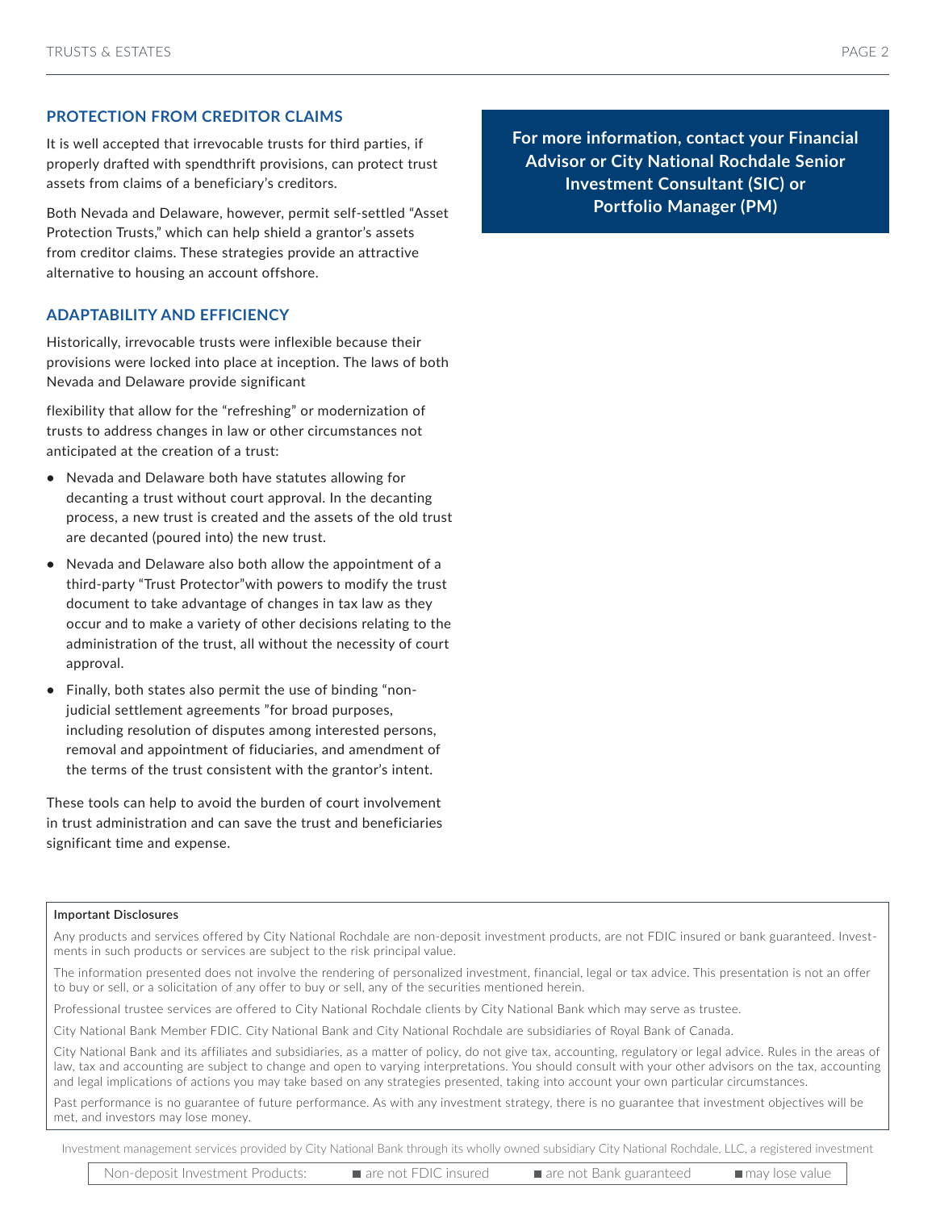## PROTECTION FROM CREDITOR CLAIMS

It is well accepted that irrevocable trusts for third parties, if properly drafted with spendthrift provisions, can protect trust assets from claims of a beneficiary's creditors.

Both Nevada and Delaware, however, permit self-settled "Asset Protection Trusts," which can help shield a grantor's assets from creditor claims. These strategies provide an attractive alternative to housing an account offshore.

## ADAPTABILITY AND EFFICIENCY

Historically, irrevocable trusts were inflexible because their provisions were locked into place at inception. The laws of both Nevada and Delaware provide significant

flexibility that allow for the "refreshing" or modernization of trusts to address changes in law or other circumstances not anticipated at the creation of a trust:

- Nevada and Delaware both have statutes allowing for decanting a trust without court approval. In the decanting process, a new trust is created and the assets of the old trust are decanted (poured into) the new trust.
- Nevada and Delaware also both allow the appointment of a third-party "Trust Protector"with powers to modify the trust document to take advantage of changes in tax law as they occur and to make a variety of other decisions relating to the administration of the trust, all without the necessity of court approval.
- Finally, both states also permit the use of binding "non-judicial settlement agreements "for broad purposes, including resolution of disputes among interested persons, removal and appointment of fiduciaries, and amendment of the terms of the trust consistent with the grantor's intent.

These tools can help to avoid the burden of court involvement in trust administration and can save the trust and beneficiaries significant time and expense.

**For more information, contact your Financial Advisor or City National Rochdale Senior Investment Consultant (SIC) or Portfolio Manager (PM)**

**Important Disclosures**

Any products and services offered by City National Rochdale are non-deposit investment products, are not FDIC insured or bank guaranteed. Investments in such products or services are subject to the risk principal value.

The information presented does not involve the rendering of personalized investment, financial, legal or tax advice. This presentation is not an offer to buy or sell, or a solicitation of any offer to buy or sell, any of the securities mentioned herein.

Professional trustee services are offered to City National Rochdale clients by City National Bank which may serve as trustee.

City National Bank Member FDIC. City National Bank and City National Rochdale are subsidiaries of Royal Bank of Canada.

City National Bank and its affiliates and subsidiaries, as a matter of policy, do not give tax, accounting, regulatory or legal advice. Rules in the areas of law, tax and accounting are subject to change and open to varying interpretations. You should consult with your other advisors on the tax, accounting and legal implications of actions you may take based on any strategies presented, taking into account your own particular circumstances.

Past performance is no guarantee of future performance. As with any investment strategy, there is no guarantee that investment objectives will be met, and investors may lose money.

Investment management services provided by City National Bank through its wholly owned subsidiary City National Rochdale, LLC, a registered investment

Non-deposit Investment Products: ■ are not FDIC insured ■ are not Bank guaranteed ■ may lose value